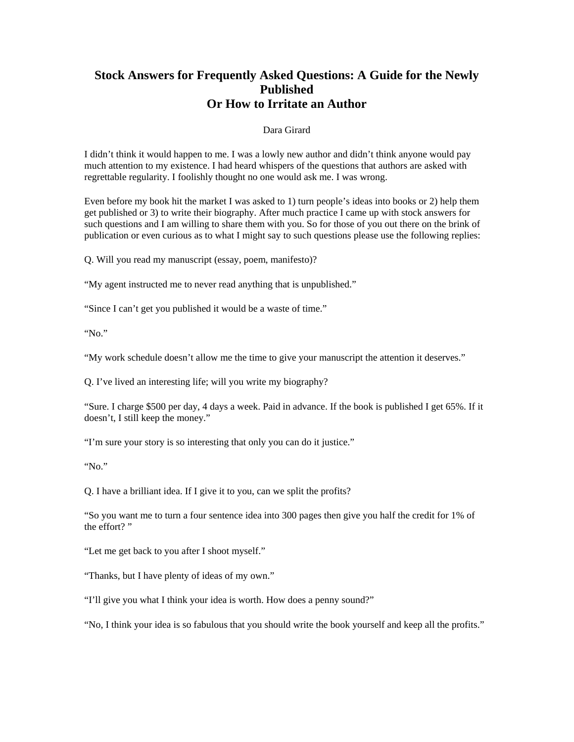# Stock Answers for Frequently Asked Questions: A Guide for the Newly Published
# Or How to Irritate an Author

Dara Girard

I didn't think it would happen to me. I was a lowly new author and didn't think anyone would pay much attention to my existence. I had heard whispers of the questions that authors are asked with regrettable regularity. I foolishly thought no one would ask me. I was wrong.

Even before my book hit the market I was asked to 1) turn people's ideas into books or 2) help them get published or 3) to write their biography. After much practice I came up with stock answers for such questions and I am willing to share them with you. So for those of you out there on the brink of publication or even curious as to what I might say to such questions please use the following replies:

Q. Will you read my manuscript (essay, poem, manifesto)?

"My agent instructed me to never read anything that is unpublished."

"Since I can't get you published it would be a waste of time."

"No."

"My work schedule doesn't allow me the time to give your manuscript the attention it deserves."

Q. I've lived an interesting life; will you write my biography?

"Sure. I charge $500 per day, 4 days a week. Paid in advance. If the book is published I get 65%. If it doesn't, I still keep the money."

"I'm sure your story is so interesting that only you can do it justice."

"No."

Q. I have a brilliant idea. If I give it to you, can we split the profits?

"So you want me to turn a four sentence idea into 300 pages then give you half the credit for 1% of the effort? "

"Let me get back to you after I shoot myself."

"Thanks, but I have plenty of ideas of my own."

"I'll give you what I think your idea is worth. How does a penny sound?"

"No, I think your idea is so fabulous that you should write the book yourself and keep all the profits."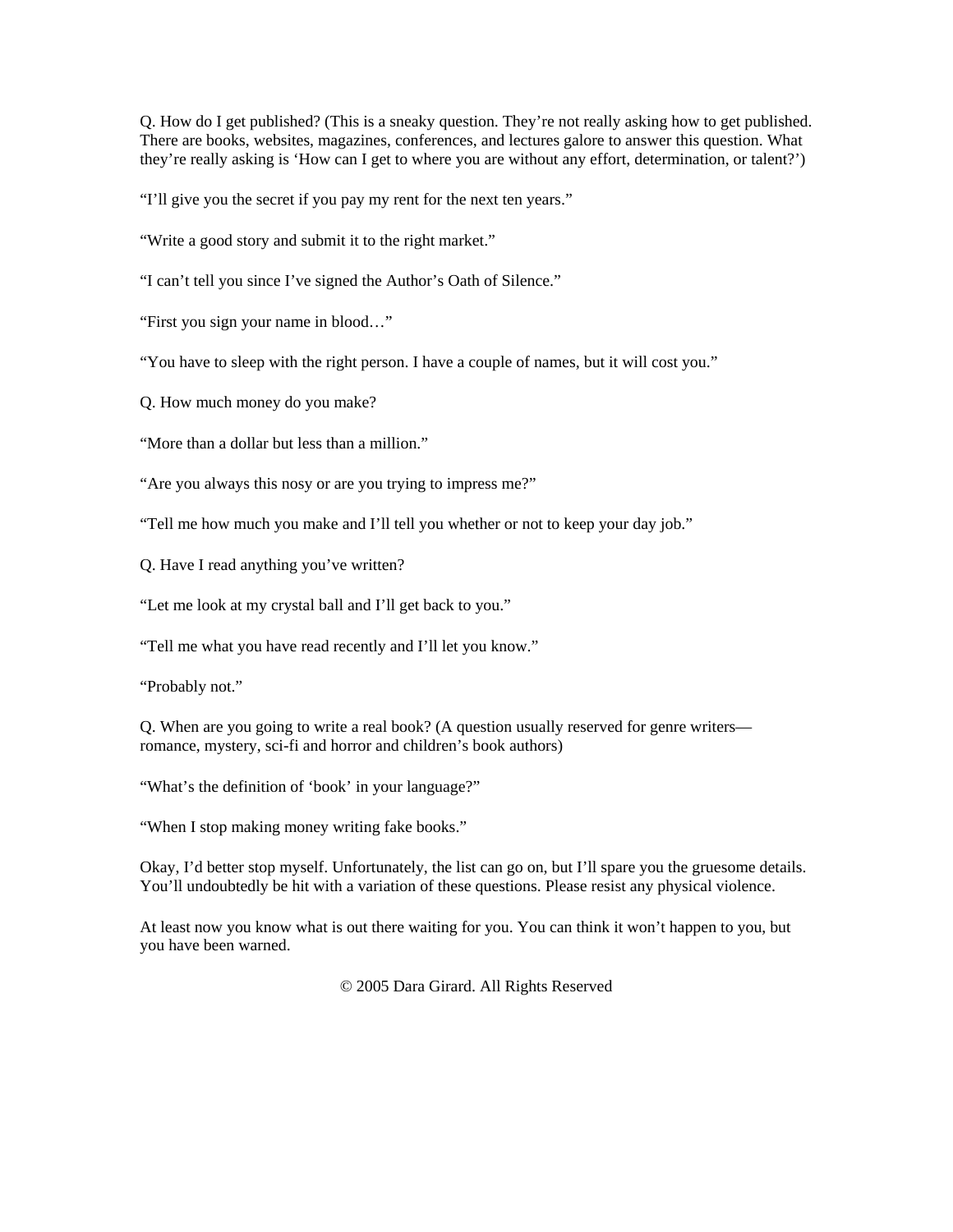Q. How do I get published? (This is a sneaky question. They're not really asking how to get published. There are books, websites, magazines, conferences, and lectures galore to answer this question. What they're really asking is 'How can I get to where you are without any effort, determination, or talent?')

"I'll give you the secret if you pay my rent for the next ten years."

"Write a good story and submit it to the right market."

"I can't tell you since I've signed the Author's Oath of Silence."

"First you sign your name in blood…"

"You have to sleep with the right person. I have a couple of names, but it will cost you."

Q. How much money do you make?

"More than a dollar but less than a million."

"Are you always this nosy or are you trying to impress me?"

"Tell me how much you make and I'll tell you whether or not to keep your day job."

Q. Have I read anything you've written?

"Let me look at my crystal ball and I'll get back to you."

"Tell me what you have read recently and I'll let you know."

"Probably not."

Q. When are you going to write a real book? (A question usually reserved for genre writers—romance, mystery, sci-fi and horror and children's book authors)

"What's the definition of 'book' in your language?"

"When I stop making money writing fake books."

Okay, I'd better stop myself. Unfortunately, the list can go on, but I'll spare you the gruesome details. You'll undoubtedly be hit with a variation of these questions. Please resist any physical violence.

At least now you know what is out there waiting for you. You can think it won't happen to you, but you have been warned.

© 2005 Dara Girard. All Rights Reserved